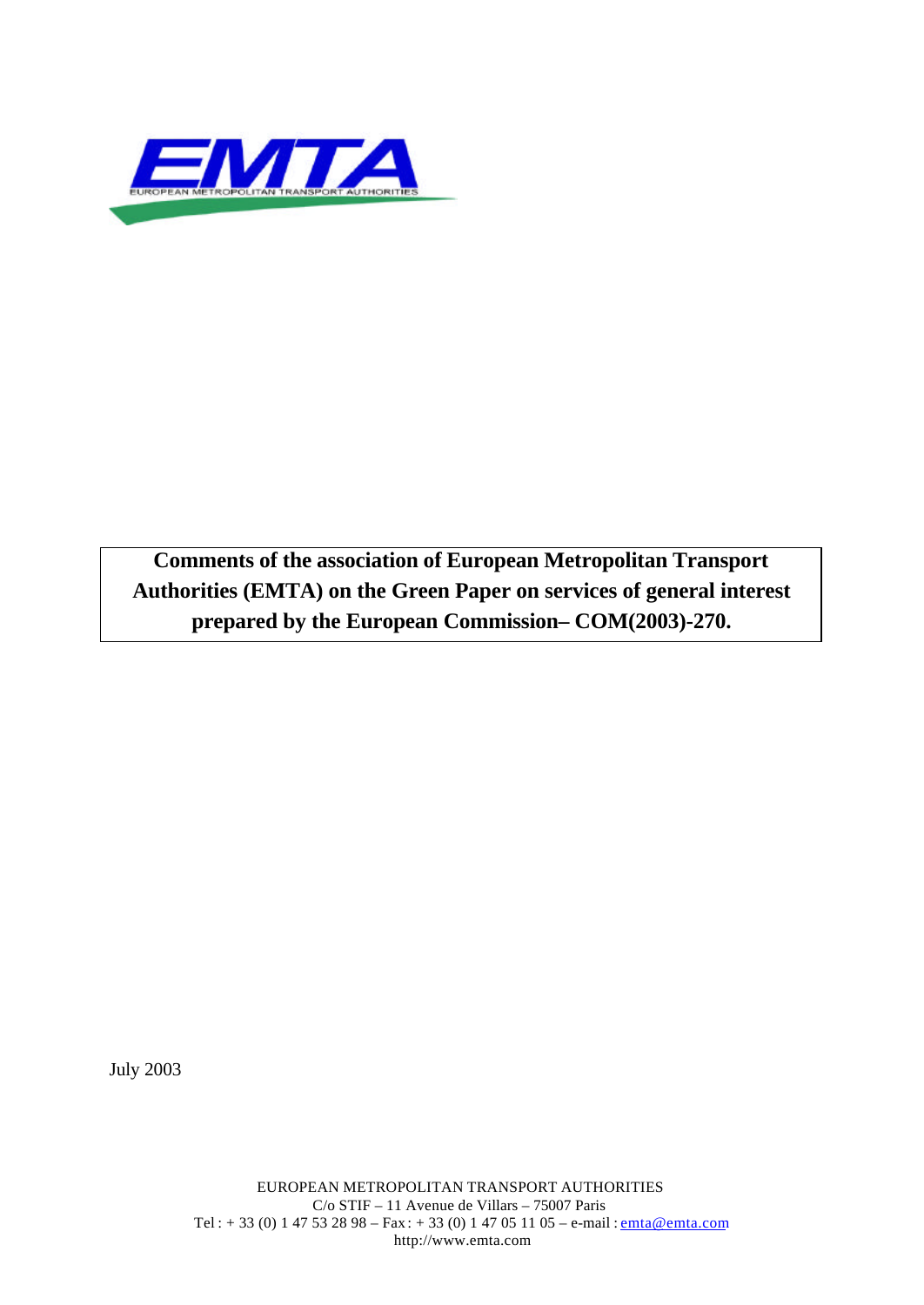EMTA

EUROPEAN METROPOLITAN TRANSPORT AUTHORITIES

**Comments of the association of European Metropolitan Transport Authorities (EMTA) on the Green Paper on services of general interest prepared by the European Commission– COM(2003)-270.**

July 2003

EUROPEAN METROPOLITAN TRANSPORT AUTHORITIES
C/o STIF – 11 Avenue de Villars – 75007 Paris
Tel : + 33 (0) 1 47 53 28 98 – Fax : + 33 (0) 1 47 05 11 05 – e-mail : emta@emta.com
http://www.emta.com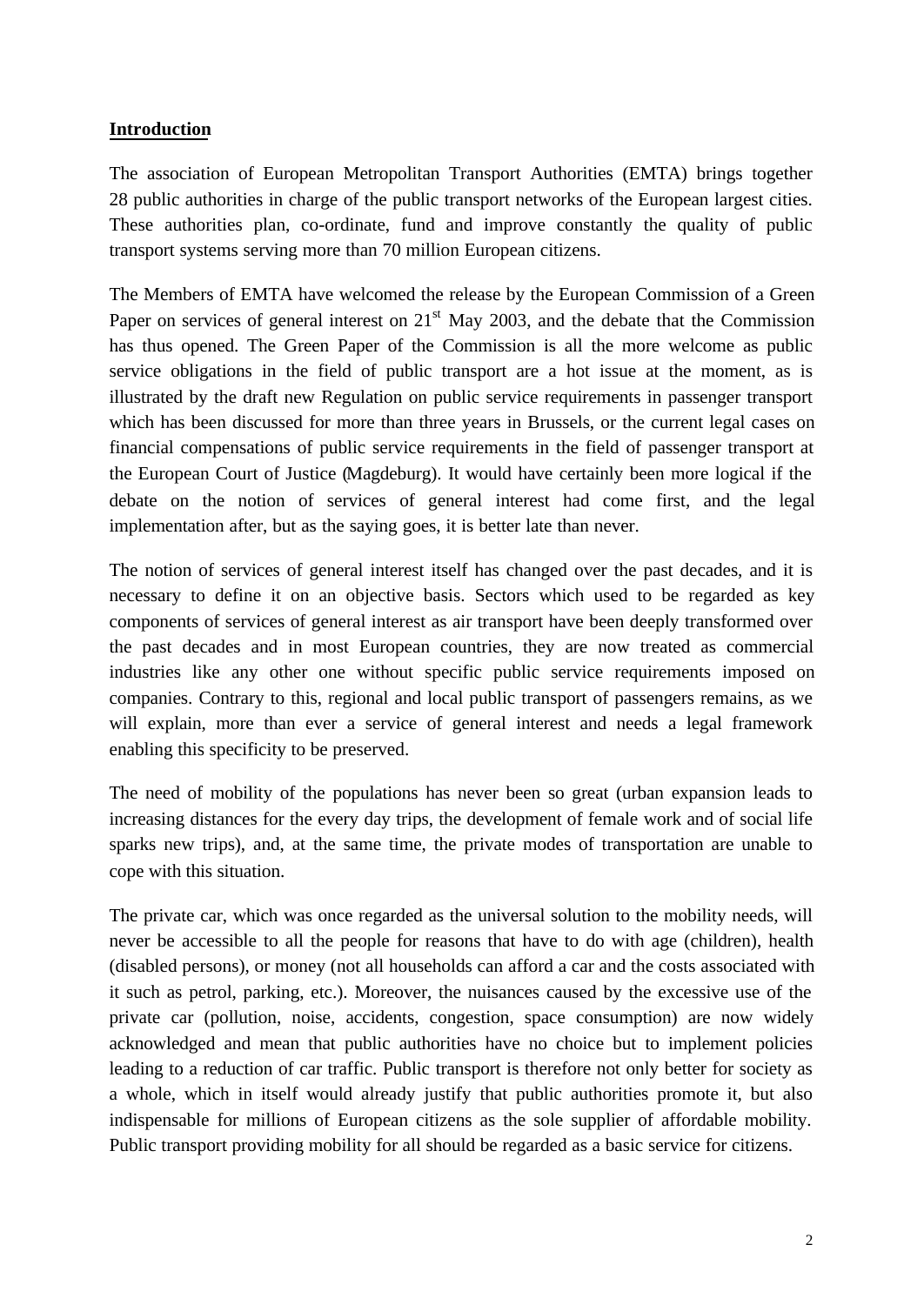## Introduction

The association of European Metropolitan Transport Authorities (EMTA) brings together 28 public authorities in charge of the public transport networks of the European largest cities. These authorities plan, co-ordinate, fund and improve constantly the quality of public transport systems serving more than 70 million European citizens.

The Members of EMTA have welcomed the release by the European Commission of a Green Paper on services of general interest on 21st May 2003, and the debate that the Commission has thus opened. The Green Paper of the Commission is all the more welcome as public service obligations in the field of public transport are a hot issue at the moment, as is illustrated by the draft new Regulation on public service requirements in passenger transport which has been discussed for more than three years in Brussels, or the current legal cases on financial compensations of public service requirements in the field of passenger transport at the European Court of Justice (Magdeburg). It would have certainly been more logical if the debate on the notion of services of general interest had come first, and the legal implementation after, but as the saying goes, it is better late than never.

The notion of services of general interest itself has changed over the past decades, and it is necessary to define it on an objective basis. Sectors which used to be regarded as key components of services of general interest as air transport have been deeply transformed over the past decades and in most European countries, they are now treated as commercial industries like any other one without specific public service requirements imposed on companies. Contrary to this, regional and local public transport of passengers remains, as we will explain, more than ever a service of general interest and needs a legal framework enabling this specificity to be preserved.

The need of mobility of the populations has never been so great (urban expansion leads to increasing distances for the every day trips, the development of female work and of social life sparks new trips), and, at the same time, the private modes of transportation are unable to cope with this situation.

The private car, which was once regarded as the universal solution to the mobility needs, will never be accessible to all the people for reasons that have to do with age (children), health (disabled persons), or money (not all households can afford a car and the costs associated with it such as petrol, parking, etc.). Moreover, the nuisances caused by the excessive use of the private car (pollution, noise, accidents, congestion, space consumption) are now widely acknowledged and mean that public authorities have no choice but to implement policies leading to a reduction of car traffic. Public transport is therefore not only better for society as a whole, which in itself would already justify that public authorities promote it, but also indispensable for millions of European citizens as the sole supplier of affordable mobility. Public transport providing mobility for all should be regarded as a basic service for citizens.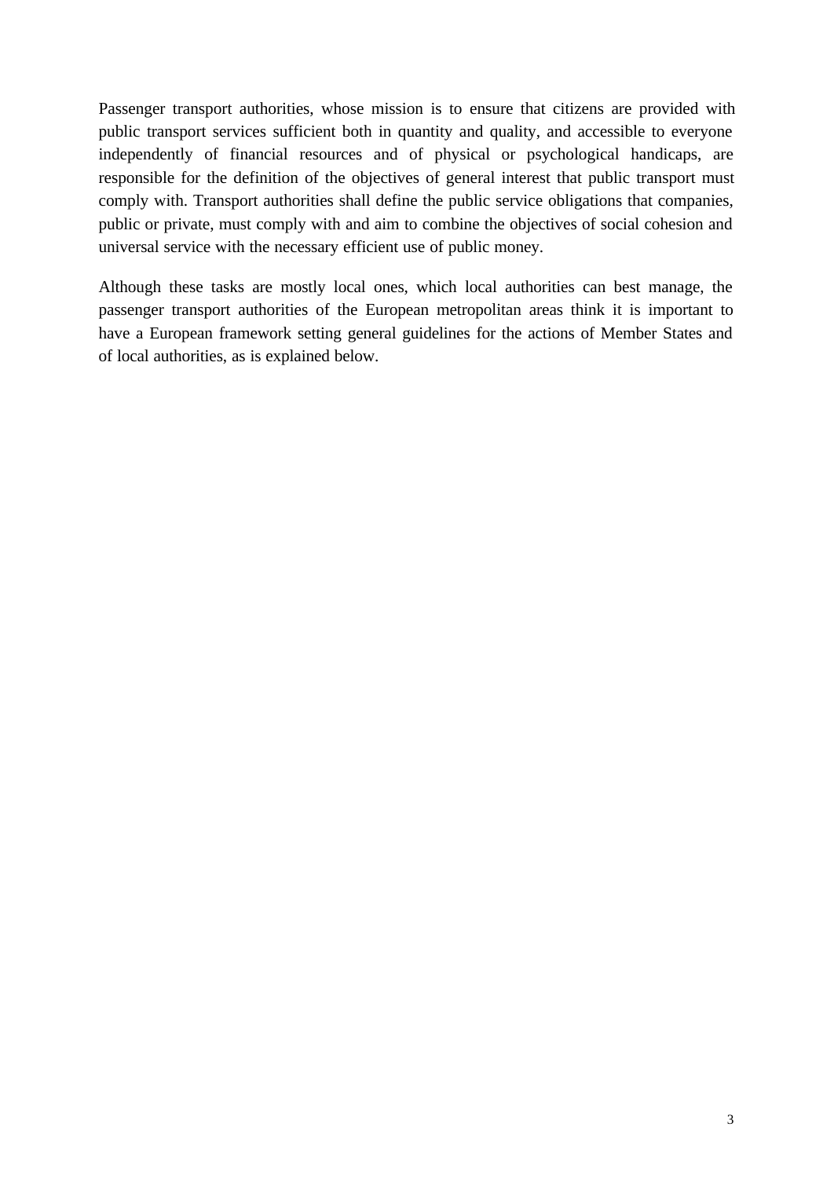Passenger transport authorities, whose mission is to ensure that citizens are provided with public transport services sufficient both in quantity and quality, and accessible to everyone independently of financial resources and of physical or psychological handicaps, are responsible for the definition of the objectives of general interest that public transport must comply with. Transport authorities shall define the public service obligations that companies, public or private, must comply with and aim to combine the objectives of social cohesion and universal service with the necessary efficient use of public money.

Although these tasks are mostly local ones, which local authorities can best manage, the passenger transport authorities of the European metropolitan areas think it is important to have a European framework setting general guidelines for the actions of Member States and of local authorities, as is explained below.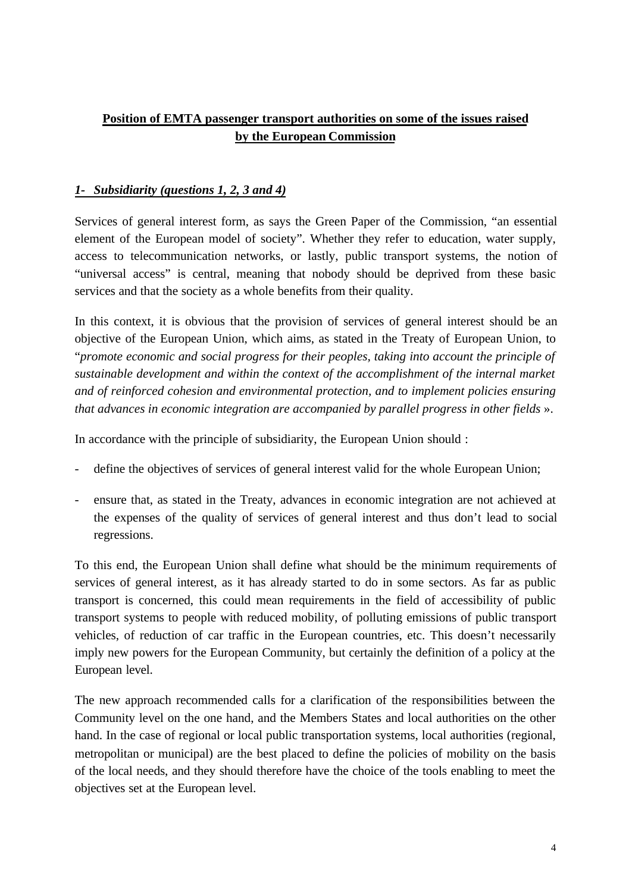**Position of EMTA passenger transport authorities on some of the issues raised by the European Commission**

## *1- Subsidiarity (questions 1, 2, 3 and 4)*

Services of general interest form, as says the Green Paper of the Commission, "an essential element of the European model of society". Whether they refer to education, water supply, access to telecommunication networks, or lastly, public transport systems, the notion of "universal access" is central, meaning that nobody should be deprived from these basic services and that the society as a whole benefits from their quality.

In this context, it is obvious that the provision of services of general interest should be an objective of the European Union, which aims, as stated in the Treaty of European Union, to "*promote economic and social progress for their peoples, taking into account the principle of sustainable development and within the context of the accomplishment of the internal market and of reinforced cohesion and environmental protection, and to implement policies ensuring that advances in economic integration are accompanied by parallel progress in other fields* ».

In accordance with the principle of subsidiarity, the European Union should :

- define the objectives of services of general interest valid for the whole European Union;
- ensure that, as stated in the Treaty, advances in economic integration are not achieved at the expenses of the quality of services of general interest and thus don't lead to social regressions.

To this end, the European Union shall define what should be the minimum requirements of services of general interest, as it has already started to do in some sectors. As far as public transport is concerned, this could mean requirements in the field of accessibility of public transport systems to people with reduced mobility, of polluting emissions of public transport vehicles, of reduction of car traffic in the European countries, etc. This doesn't necessarily imply new powers for the European Community, but certainly the definition of a policy at the European level.

The new approach recommended calls for a clarification of the responsibilities between the Community level on the one hand, and the Members States and local authorities on the other hand. In the case of regional or local public transportation systems, local authorities (regional, metropolitan or municipal) are the best placed to define the policies of mobility on the basis of the local needs, and they should therefore have the choice of the tools enabling to meet the objectives set at the European level.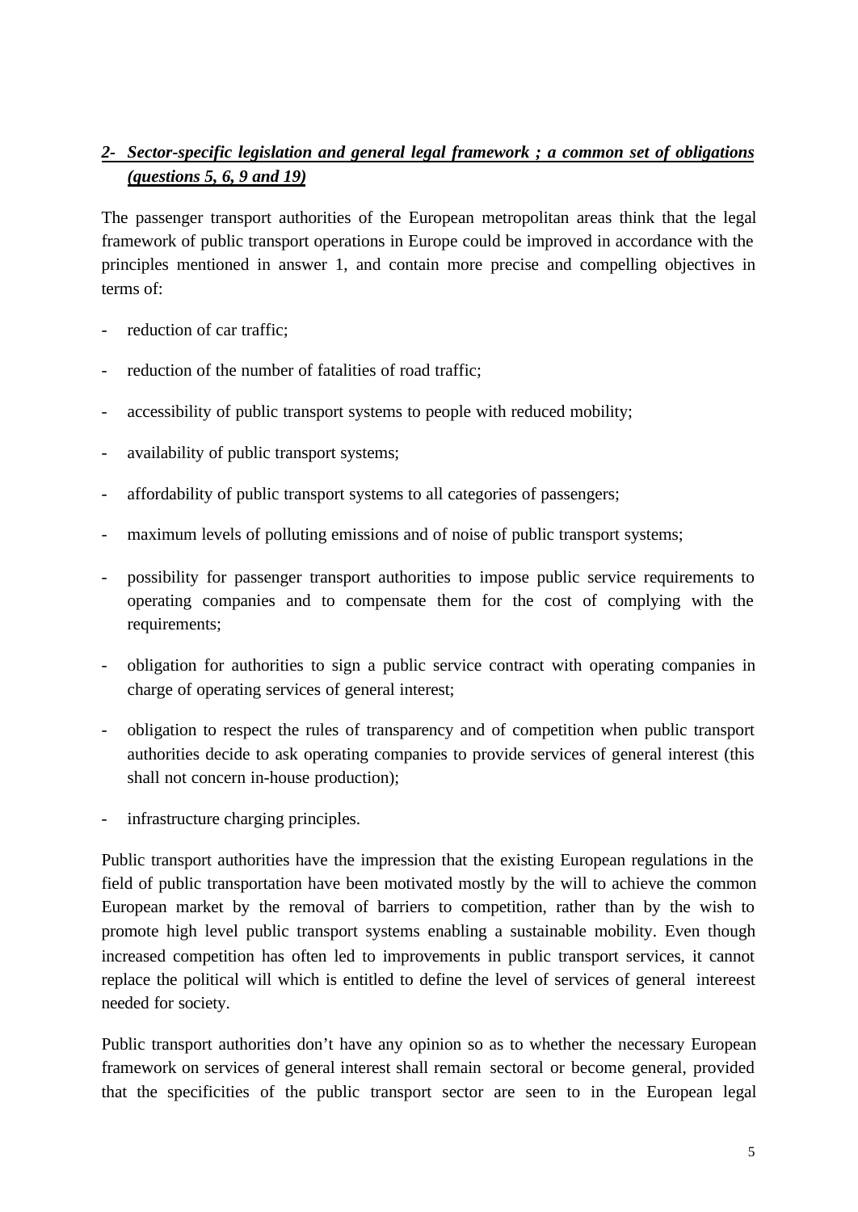## *2- Sector-specific legislation and general legal framework ; a common set of obligations (questions 5, 6, 9 and 19)*

The passenger transport authorities of the European metropolitan areas think that the legal framework of public transport operations in Europe could be improved in accordance with the principles mentioned in answer 1, and contain more precise and compelling objectives in terms of:

- reduction of car traffic;
- reduction of the number of fatalities of road traffic;
- accessibility of public transport systems to people with reduced mobility;
- availability of public transport systems;
- affordability of public transport systems to all categories of passengers;
- maximum levels of polluting emissions and of noise of public transport systems;
- possibility for passenger transport authorities to impose public service requirements to operating companies and to compensate them for the cost of complying with the requirements;
- obligation for authorities to sign a public service contract with operating companies in charge of operating services of general interest;
- obligation to respect the rules of transparency and of competition when public transport authorities decide to ask operating companies to provide services of general interest (this shall not concern in-house production);
- infrastructure charging principles.

Public transport authorities have the impression that the existing European regulations in the field of public transportation have been motivated mostly by the will to achieve the common European market by the removal of barriers to competition, rather than by the wish to promote high level public transport systems enabling a sustainable mobility. Even though increased competition has often led to improvements in public transport services, it cannot replace the political will which is entitled to define the level of services of general intereest needed for society.

Public transport authorities don't have any opinion so as to whether the necessary European framework on services of general interest shall remain sectoral or become general, provided that the specificities of the public transport sector are seen to in the European legal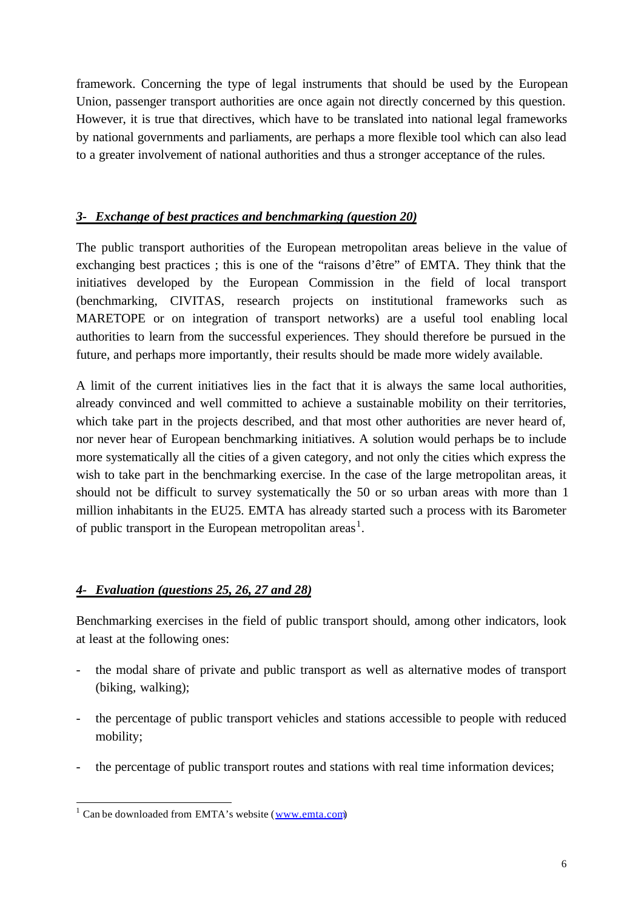framework. Concerning the type of legal instruments that should be used by the European Union, passenger transport authorities are once again not directly concerned by this question. However, it is true that directives, which have to be translated into national legal frameworks by national governments and parliaments, are perhaps a more flexible tool which can also lead to a greater involvement of national authorities and thus a stronger acceptance of the rules.

### ***3- Exchange of best practices and benchmarking (question 20)***

The public transport authorities of the European metropolitan areas believe in the value of exchanging best practices ; this is one of the "raisons d'être" of EMTA. They think that the initiatives developed by the European Commission in the field of local transport (benchmarking, CIVITAS, research projects on institutional frameworks such as MARETOPE or on integration of transport networks) are a useful tool enabling local authorities to learn from the successful experiences. They should therefore be pursued in the future, and perhaps more importantly, their results should be made more widely available.

A limit of the current initiatives lies in the fact that it is always the same local authorities, already convinced and well committed to achieve a sustainable mobility on their territories, which take part in the projects described, and that most other authorities are never heard of, nor never hear of European benchmarking initiatives. A solution would perhaps be to include more systematically all the cities of a given category, and not only the cities which express the wish to take part in the benchmarking exercise. In the case of the large metropolitan areas, it should not be difficult to survey systematically the 50 or so urban areas with more than 1 million inhabitants in the EU25. EMTA has already started such a process with its Barometer of public transport in the European metropolitan areas[1].

### ***4- Evaluation (questions 25, 26, 27 and 28)***

Benchmarking exercises in the field of public transport should, among other indicators, look at least at the following ones:

- the modal share of private and public transport as well as alternative modes of transport (biking, walking);
- the percentage of public transport vehicles and stations accessible to people with reduced mobility;
- the percentage of public transport routes and stations with real time information devices;

[1] Can be downloaded from EMTA's website (www.emta.com)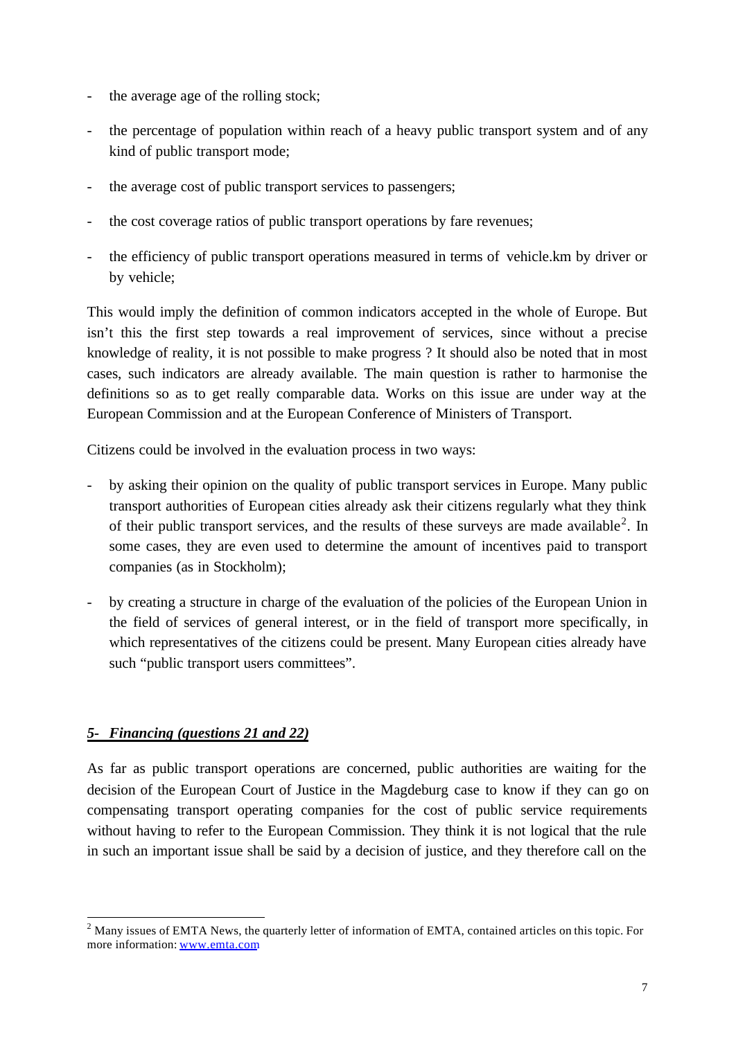- the average age of the rolling stock;
- the percentage of population within reach of a heavy public transport system and of any kind of public transport mode;
- the average cost of public transport services to passengers;
- the cost coverage ratios of public transport operations by fare revenues;
- the efficiency of public transport operations measured in terms of vehicle.km by driver or by vehicle;

This would imply the definition of common indicators accepted in the whole of Europe. But isn't this the first step towards a real improvement of services, since without a precise knowledge of reality, it is not possible to make progress ? It should also be noted that in most cases, such indicators are already available. The main question is rather to harmonise the definitions so as to get really comparable data. Works on this issue are under way at the European Commission and at the European Conference of Ministers of Transport.

Citizens could be involved in the evaluation process in two ways:

- by asking their opinion on the quality of public transport services in Europe. Many public transport authorities of European cities already ask their citizens regularly what they think of their public transport services, and the results of these surveys are made available[2]. In some cases, they are even used to determine the amount of incentives paid to transport companies (as in Stockholm);
- by creating a structure in charge of the evaluation of the policies of the European Union in the field of services of general interest, or in the field of transport more specifically, in which representatives of the citizens could be present. Many European cities already have such "public transport users committees".

## *5- Financing (questions 21 and 22)*

As far as public transport operations are concerned, public authorities are waiting for the decision of the European Court of Justice in the Magdeburg case to know if they can go on compensating transport operating companies for the cost of public service requirements without having to refer to the European Commission. They think it is not logical that the rule in such an important issue shall be said by a decision of justice, and they therefore call on the

[2] Many issues of EMTA News, the quarterly letter of information of EMTA, contained articles on this topic. For more information: www.emta.com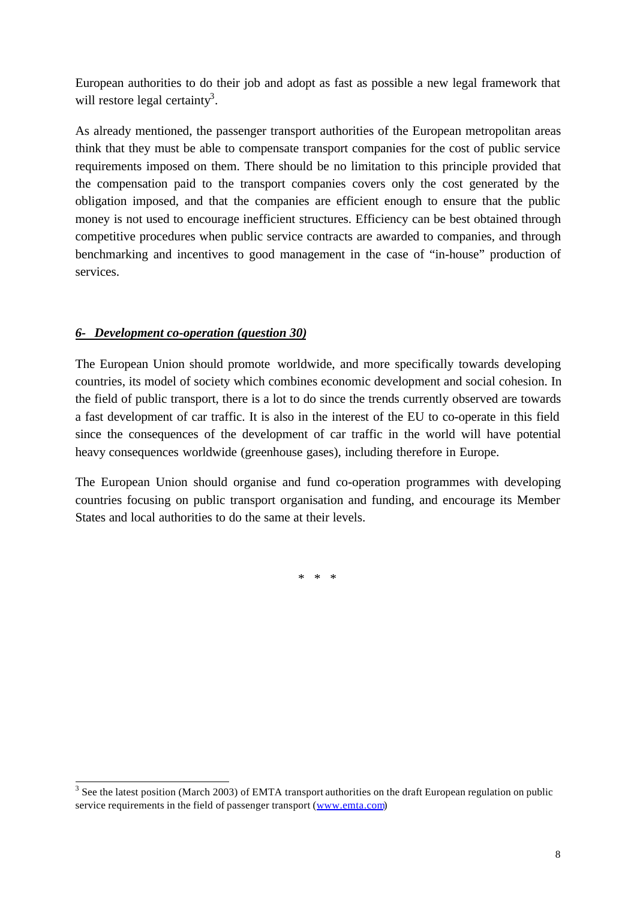European authorities to do their job and adopt as fast as possible a new legal framework that will restore legal certainty[3].

As already mentioned, the passenger transport authorities of the European metropolitan areas think that they must be able to compensate transport companies for the cost of public service requirements imposed on them. There should be no limitation to this principle provided that the compensation paid to the transport companies covers only the cost generated by the obligation imposed, and that the companies are efficient enough to ensure that the public money is not used to encourage inefficient structures. Efficiency can be best obtained through competitive procedures when public service contracts are awarded to companies, and through benchmarking and incentives to good management in the case of "in-house" production of services.

### ***6- Development co-operation (question 30)***

The European Union should promote worldwide, and more specifically towards developing countries, its model of society which combines economic development and social cohesion. In the field of public transport, there is a lot to do since the trends currently observed are towards a fast development of car traffic. It is also in the interest of the EU to co-operate in this field since the consequences of the development of car traffic in the world will have potential heavy consequences worldwide (greenhouse gases), including therefore in Europe.

The European Union should organise and fund co-operation programmes with developing countries focusing on public transport organisation and funding, and encourage its Member States and local authorities to do the same at their levels.

\* \* \*

---

[3] See the latest position (March 2003) of EMTA transport authorities on the draft European regulation on public service requirements in the field of passenger transport (www.emta.com)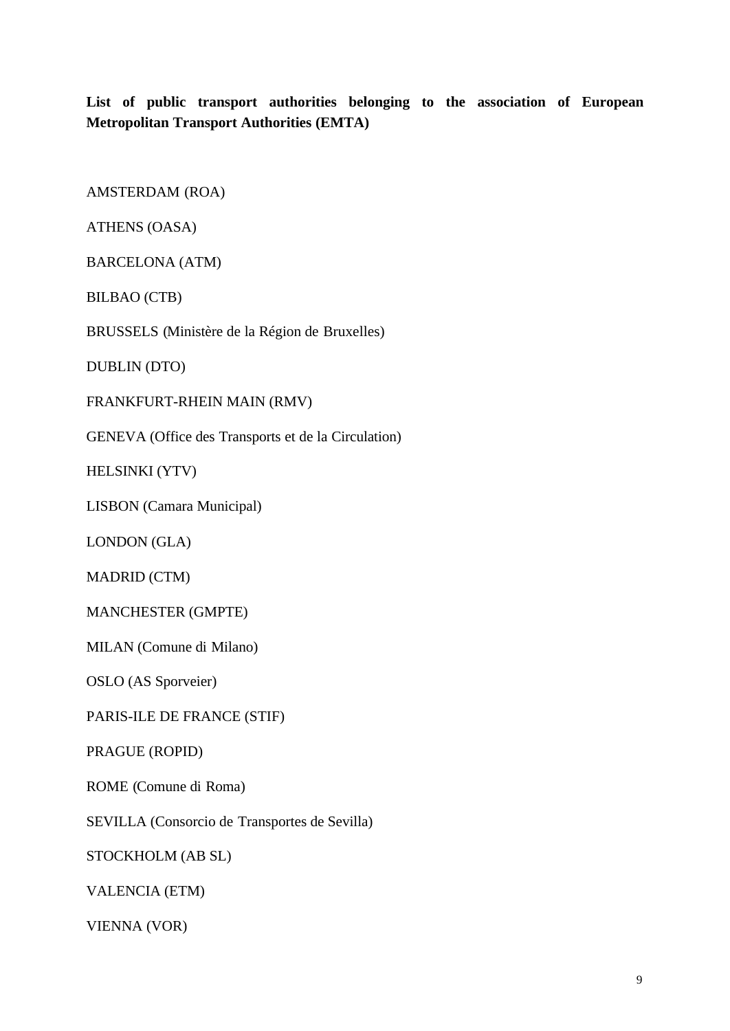**List of public transport authorities belonging to the association of European Metropolitan Transport Authorities (EMTA)**

AMSTERDAM (ROA)

ATHENS (OASA)

BARCELONA (ATM)

BILBAO (CTB)

BRUSSELS (Ministère de la Région de Bruxelles)

DUBLIN (DTO)

FRANKFURT-RHEIN MAIN (RMV)

GENEVA (Office des Transports et de la Circulation)

HELSINKI (YTV)

LISBON (Camara Municipal)

LONDON (GLA)

MADRID (CTM)

MANCHESTER (GMPTE)

MILAN (Comune di Milano)

OSLO (AS Sporveier)

PARIS-ILE DE FRANCE (STIF)

PRAGUE (ROPID)

ROME (Comune di Roma)

SEVILLA (Consorcio de Transportes de Sevilla)

STOCKHOLM (AB SL)

VALENCIA (ETM)

VIENNA (VOR)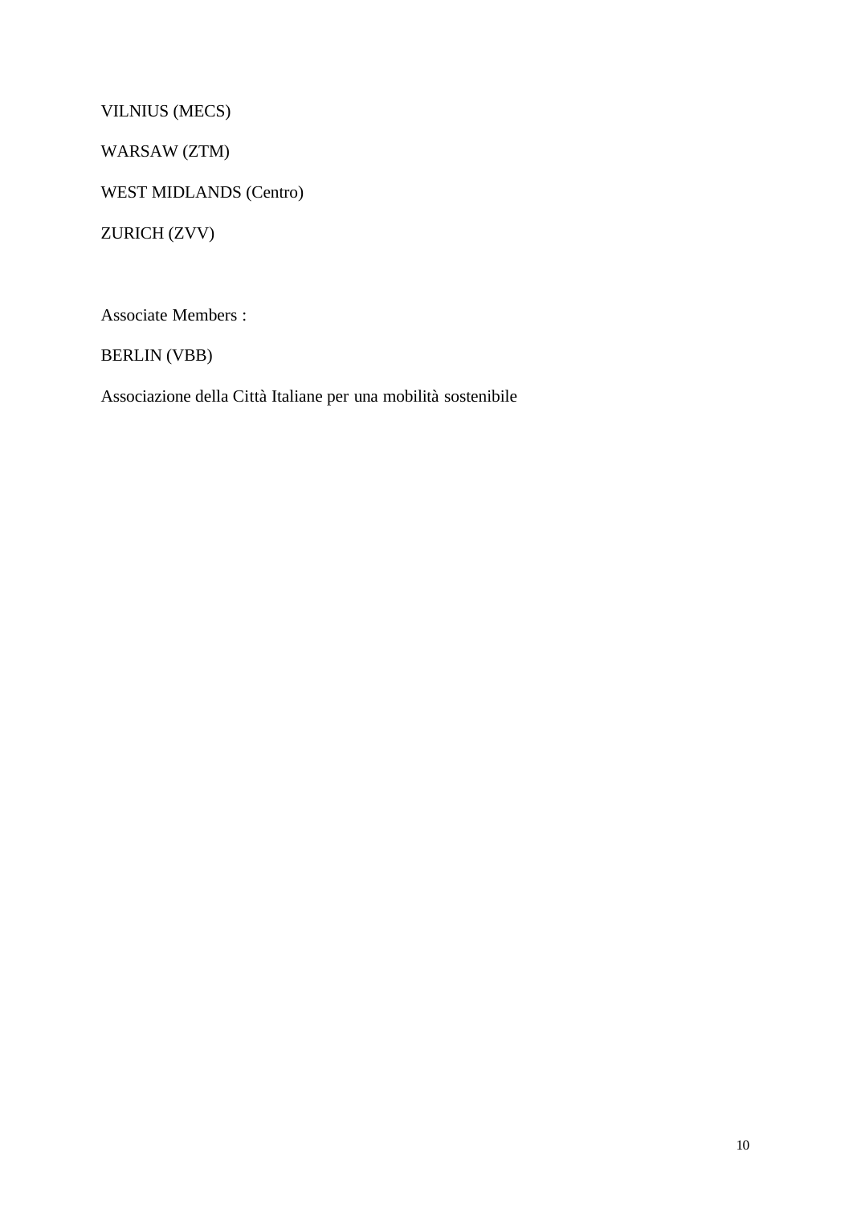VILNIUS (MECS)

WARSAW (ZTM)

WEST MIDLANDS (Centro)

ZURICH (ZVV)

Associate Members :

BERLIN (VBB)

Associazione della Città Italiane per una mobilità sostenibile